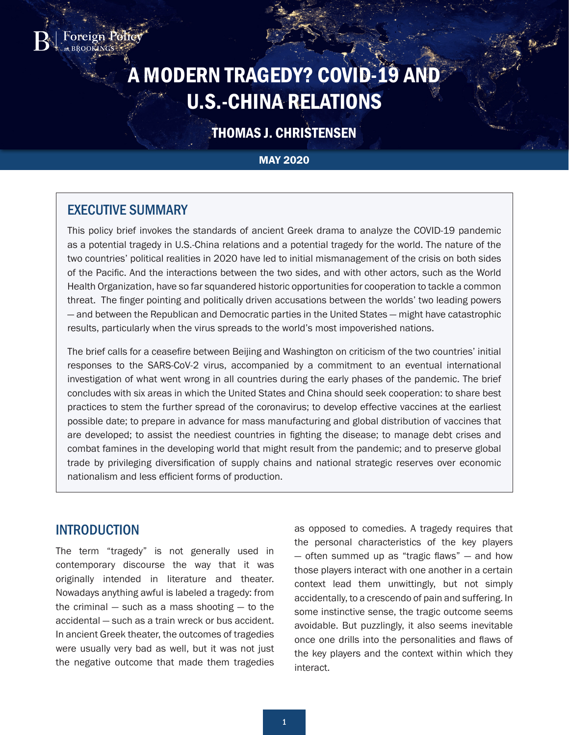Foreign Policy at BROOKINGS

# A MODERN TRAGEDY? COVID-19 AND U.S.-CHINA RELATIONS

THOMAS J. CHRISTENSEN

MAY 2020

## EXECUTIVE SUMMARY

This policy brief invokes the standards of ancient Greek drama to analyze the COVID-19 pandemic as a potential tragedy in U.S.-China relations and a potential tragedy for the world. The nature of the two countries' political realities in 2020 have led to initial mismanagement of the crisis on both sides of the Pacific. And the interactions between the two sides, and with other actors, such as the World Health Organization, have so far squandered historic opportunities for cooperation to tackle a common threat. The finger pointing and politically driven accusations between the worlds' two leading powers — and between the Republican and Democratic parties in the United States — might have catastrophic results, particularly when the virus spreads to the world's most impoverished nations.

The brief calls for a ceasefire between Beijing and Washington on criticism of the two countries' initial responses to the SARS-CoV-2 virus, accompanied by a commitment to an eventual international investigation of what went wrong in all countries during the early phases of the pandemic. The brief concludes with six areas in which the United States and China should seek cooperation: to share best practices to stem the further spread of the coronavirus; to develop effective vaccines at the earliest possible date; to prepare in advance for mass manufacturing and global distribution of vaccines that are developed; to assist the neediest countries in fighting the disease; to manage debt crises and combat famines in the developing world that might result from the pandemic; and to preserve global trade by privileging diversification of supply chains and national strategic reserves over economic nationalism and less efficient forms of production.

## INTRODUCTION

The term "tragedy" is not generally used in contemporary discourse the way that it was originally intended in literature and theater. Nowadays anything awful is labeled a tragedy: from the criminal — such as a mass shooting — to the accidental — such as a train wreck or bus accident. In ancient Greek theater, the outcomes of tragedies were usually very bad as well, but it was not just the negative outcome that made them tragedies as opposed to comedies. A tragedy requires that the personal characteristics of the key players — often summed up as "tragic flaws" — and how those players interact with one another in a certain context lead them unwittingly, but not simply accidentally, to a crescendo of pain and suffering. In some instinctive sense, the tragic outcome seems avoidable. But puzzlingly, it also seems inevitable once one drills into the personalities and flaws of the key players and the context within which they interact.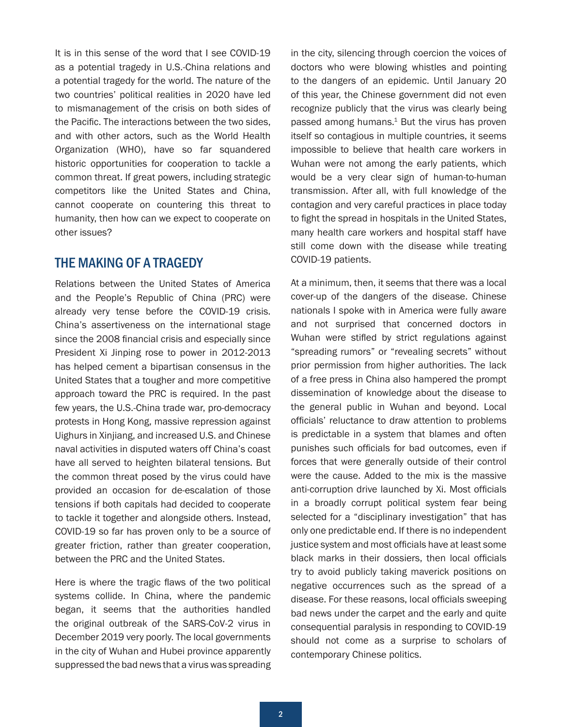It is in this sense of the word that I see COVID-19 as a potential tragedy in U.S.-China relations and a potential tragedy for the world. The nature of the two countries' political realities in 2020 have led to mismanagement of the crisis on both sides of the Pacific. The interactions between the two sides, and with other actors, such as the World Health Organization (WHO), have so far squandered historic opportunities for cooperation to tackle a common threat. If great powers, including strategic competitors like the United States and China, cannot cooperate on countering this threat to humanity, then how can we expect to cooperate on other issues?

## THE MAKING OF A TRAGEDY

Relations between the United States of America and the People's Republic of China (PRC) were already very tense before the COVID-19 crisis. China's assertiveness on the international stage since the 2008 financial crisis and especially since President Xi Jinping rose to power in 2012-2013 has helped cement a bipartisan consensus in the United States that a tougher and more competitive approach toward the PRC is required. In the past few years, the U.S.-China trade war, pro-democracy protests in Hong Kong, massive repression against Uighurs in Xinjiang, and increased U.S. and Chinese naval activities in disputed waters off China's coast have all served to heighten bilateral tensions. But the common threat posed by the virus could have provided an occasion for de-escalation of those tensions if both capitals had decided to cooperate to tackle it together and alongside others. Instead, COVID-19 so far has proven only to be a source of greater friction, rather than greater cooperation, between the PRC and the United States.

Here is where the tragic flaws of the two political systems collide. In China, where the pandemic began, it seems that the authorities handled the original outbreak of the SARS-CoV-2 virus in December 2019 very poorly. The local governments in the city of Wuhan and Hubei province apparently suppressed the bad news that a virus was spreading in the city, silencing through coercion the voices of doctors who were blowing whistles and pointing to the dangers of an epidemic. Until January 20 of this year, the Chinese government did not even recognize publicly that the virus was clearly being passed among humans.[1] But the virus has proven itself so contagious in multiple countries, it seems impossible to believe that health care workers in Wuhan were not among the early patients, which would be a very clear sign of human-to-human transmission. After all, with full knowledge of the contagion and very careful practices in place today to fight the spread in hospitals in the United States, many health care workers and hospital staff have still come down with the disease while treating COVID-19 patients.

At a minimum, then, it seems that there was a local cover-up of the dangers of the disease. Chinese nationals I spoke with in America were fully aware and not surprised that concerned doctors in Wuhan were stifled by strict regulations against "spreading rumors" or "revealing secrets" without prior permission from higher authorities. The lack of a free press in China also hampered the prompt dissemination of knowledge about the disease to the general public in Wuhan and beyond. Local officials' reluctance to draw attention to problems is predictable in a system that blames and often punishes such officials for bad outcomes, even if forces that were generally outside of their control were the cause. Added to the mix is the massive anti-corruption drive launched by Xi. Most officials in a broadly corrupt political system fear being selected for a "disciplinary investigation" that has only one predictable end. If there is no independent justice system and most officials have at least some black marks in their dossiers, then local officials try to avoid publicly taking maverick positions on negative occurrences such as the spread of a disease. For these reasons, local officials sweeping bad news under the carpet and the early and quite consequential paralysis in responding to COVID-19 should not come as a surprise to scholars of contemporary Chinese politics.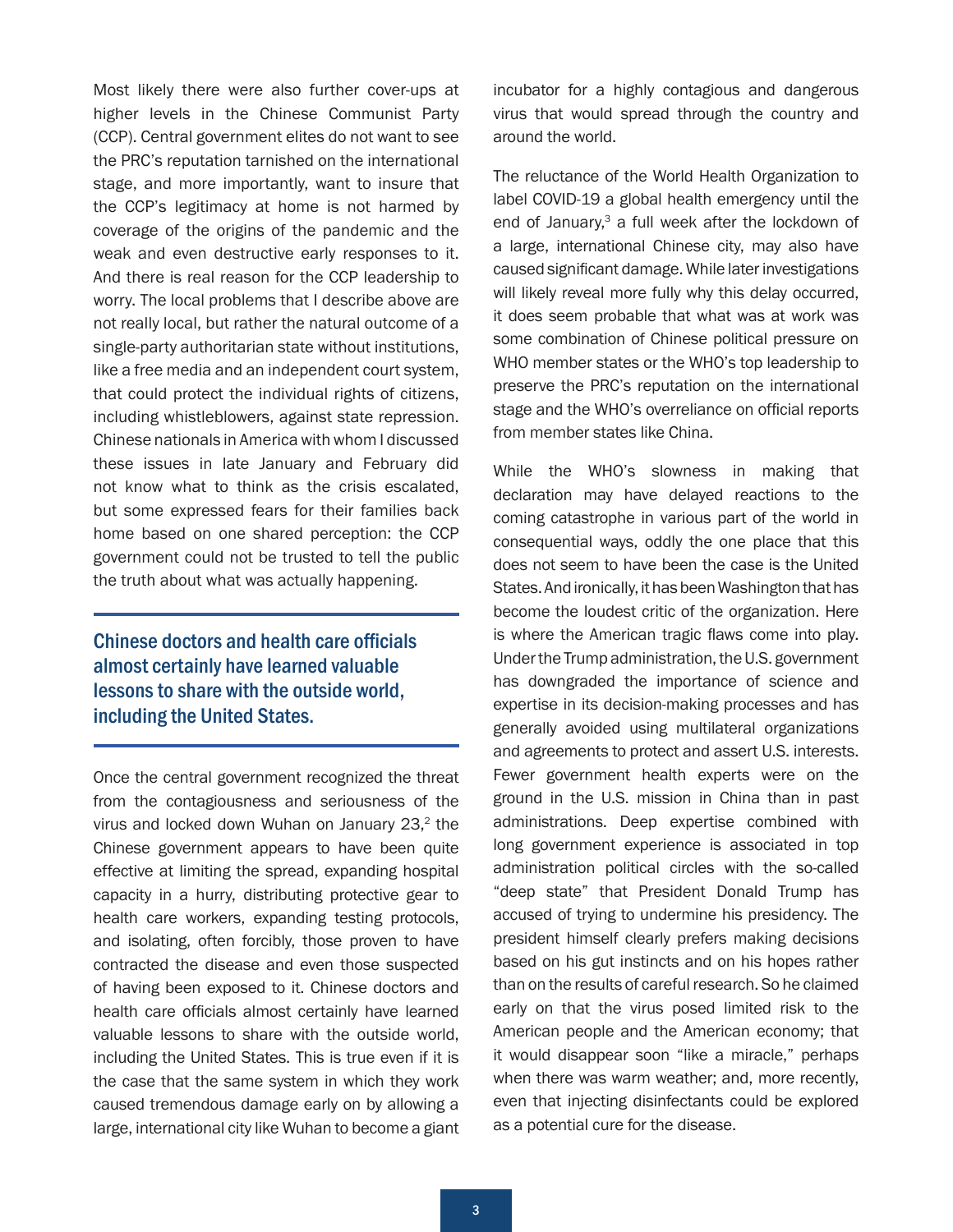Most likely there were also further cover-ups at higher levels in the Chinese Communist Party (CCP). Central government elites do not want to see the PRC's reputation tarnished on the international stage, and more importantly, want to insure that the CCP's legitimacy at home is not harmed by coverage of the origins of the pandemic and the weak and even destructive early responses to it. And there is real reason for the CCP leadership to worry. The local problems that I describe above are not really local, but rather the natural outcome of a single-party authoritarian state without institutions, like a free media and an independent court system, that could protect the individual rights of citizens, including whistleblowers, against state repression. Chinese nationals in America with whom I discussed these issues in late January and February did not know what to think as the crisis escalated, but some expressed fears for their families back home based on one shared perception: the CCP government could not be trusted to tell the public the truth about what was actually happening.

> **Chinese doctors and health care officials almost certainly have learned valuable lessons to share with the outside world, including the United States.**

Once the central government recognized the threat from the contagiousness and seriousness of the virus and locked down Wuhan on January 23,[2] the Chinese government appears to have been quite effective at limiting the spread, expanding hospital capacity in a hurry, distributing protective gear to health care workers, expanding testing protocols, and isolating, often forcibly, those proven to have contracted the disease and even those suspected of having been exposed to it. Chinese doctors and health care officials almost certainly have learned valuable lessons to share with the outside world, including the United States. This is true even if it is the case that the same system in which they work caused tremendous damage early on by allowing a large, international city like Wuhan to become a giant incubator for a highly contagious and dangerous virus that would spread through the country and around the world.

The reluctance of the World Health Organization to label COVID-19 a global health emergency until the end of January,[3] a full week after the lockdown of a large, international Chinese city, may also have caused significant damage. While later investigations will likely reveal more fully why this delay occurred, it does seem probable that what was at work was some combination of Chinese political pressure on WHO member states or the WHO's top leadership to preserve the PRC's reputation on the international stage and the WHO's overreliance on official reports from member states like China.

While the WHO's slowness in making that declaration may have delayed reactions to the coming catastrophe in various part of the world in consequential ways, oddly the one place that this does not seem to have been the case is the United States. And ironically, it has been Washington that has become the loudest critic of the organization. Here is where the American tragic flaws come into play. Under the Trump administration, the U.S. government has downgraded the importance of science and expertise in its decision-making processes and has generally avoided using multilateral organizations and agreements to protect and assert U.S. interests. Fewer government health experts were on the ground in the U.S. mission in China than in past administrations. Deep expertise combined with long government experience is associated in top administration political circles with the so-called "deep state" that President Donald Trump has accused of trying to undermine his presidency. The president himself clearly prefers making decisions based on his gut instincts and on his hopes rather than on the results of careful research. So he claimed early on that the virus posed limited risk to the American people and the American economy; that it would disappear soon "like a miracle," perhaps when there was warm weather; and, more recently, even that injecting disinfectants could be explored as a potential cure for the disease.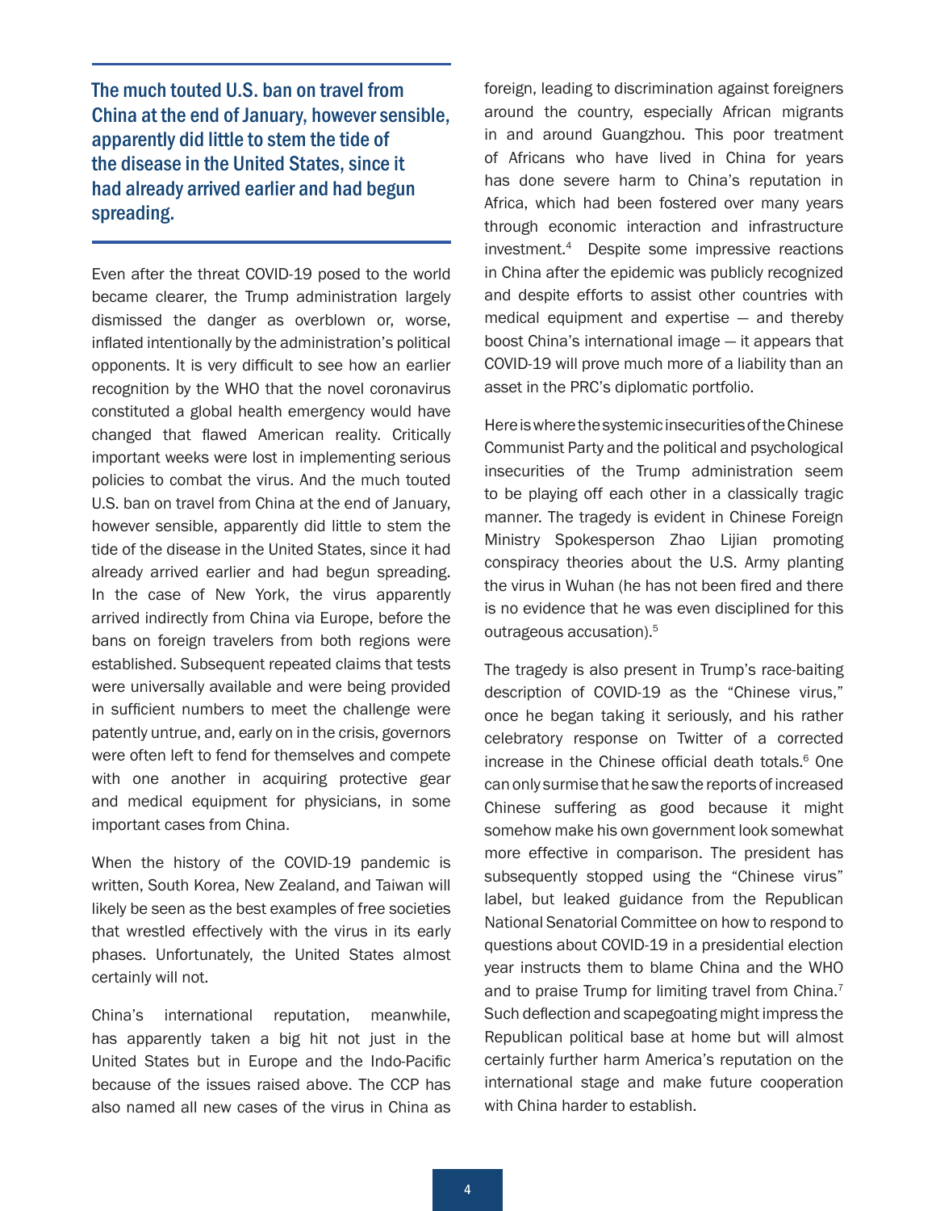> **The much touted U.S. ban on travel from China at the end of January, however sensible, apparently did little to stem the tide of the disease in the United States, since it had already arrived earlier and had begun spreading.**

Even after the threat COVID-19 posed to the world became clearer, the Trump administration largely dismissed the danger as overblown or, worse, inflated intentionally by the administration's political opponents. It is very difficult to see how an earlier recognition by the WHO that the novel coronavirus constituted a global health emergency would have changed that flawed American reality. Critically important weeks were lost in implementing serious policies to combat the virus. And the much touted U.S. ban on travel from China at the end of January, however sensible, apparently did little to stem the tide of the disease in the United States, since it had already arrived earlier and had begun spreading. In the case of New York, the virus apparently arrived indirectly from China via Europe, before the bans on foreign travelers from both regions were established. Subsequent repeated claims that tests were universally available and were being provided in sufficient numbers to meet the challenge were patently untrue, and, early on in the crisis, governors were often left to fend for themselves and compete with one another in acquiring protective gear and medical equipment for physicians, in some important cases from China.

When the history of the COVID-19 pandemic is written, South Korea, New Zealand, and Taiwan will likely be seen as the best examples of free societies that wrestled effectively with the virus in its early phases. Unfortunately, the United States almost certainly will not.

China's international reputation, meanwhile, has apparently taken a big hit not just in the United States but in Europe and the Indo-Pacific because of the issues raised above. The CCP has also named all new cases of the virus in China as foreign, leading to discrimination against foreigners around the country, especially African migrants in and around Guangzhou. This poor treatment of Africans who have lived in China for years has done severe harm to China's reputation in Africa, which had been fostered over many years through economic interaction and infrastructure investment.[4] Despite some impressive reactions in China after the epidemic was publicly recognized and despite efforts to assist other countries with medical equipment and expertise — and thereby boost China's international image — it appears that COVID-19 will prove much more of a liability than an asset in the PRC's diplomatic portfolio.

Here is where the systemic insecurities of the Chinese Communist Party and the political and psychological insecurities of the Trump administration seem to be playing off each other in a classically tragic manner. The tragedy is evident in Chinese Foreign Ministry Spokesperson Zhao Lijian promoting conspiracy theories about the U.S. Army planting the virus in Wuhan (he has not been fired and there is no evidence that he was even disciplined for this outrageous accusation).[5]

The tragedy is also present in Trump's race-baiting description of COVID-19 as the "Chinese virus," once he began taking it seriously, and his rather celebratory response on Twitter of a corrected increase in the Chinese official death totals.[6] One can only surmise that he saw the reports of increased Chinese suffering as good because it might somehow make his own government look somewhat more effective in comparison. The president has subsequently stopped using the "Chinese virus" label, but leaked guidance from the Republican National Senatorial Committee on how to respond to questions about COVID-19 in a presidential election year instructs them to blame China and the WHO and to praise Trump for limiting travel from China.[7] Such deflection and scapegoating might impress the Republican political base at home but will almost certainly further harm America's reputation on the international stage and make future cooperation with China harder to establish.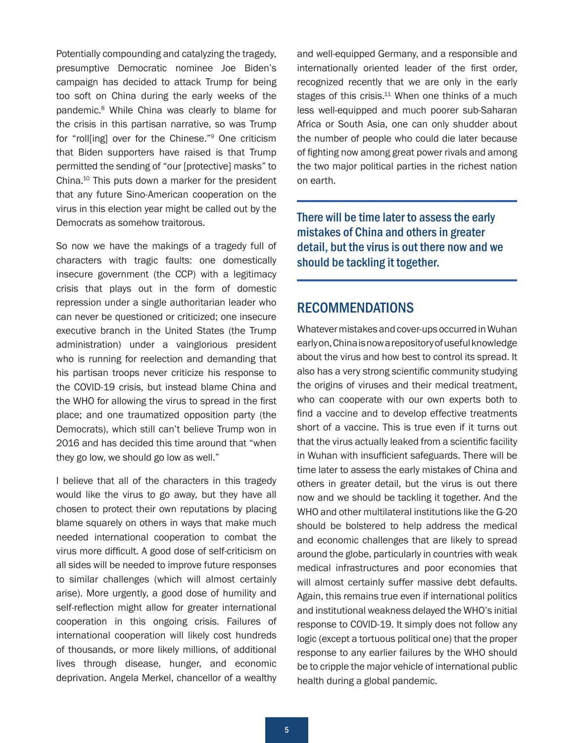Potentially compounding and catalyzing the tragedy, presumptive Democratic nominee Joe Biden's campaign has decided to attack Trump for being too soft on China during the early weeks of the pandemic.[8] While China was clearly to blame for the crisis in this partisan narrative, so was Trump for "roll[ing] over for the Chinese."[9] One criticism that Biden supporters have raised is that Trump permitted the sending of "our [protective] masks" to China.[10] This puts down a marker for the president that any future Sino-American cooperation on the virus in this election year might be called out by the Democrats as somehow traitorous.

So now we have the makings of a tragedy full of characters with tragic faults: one domestically insecure government (the CCP) with a legitimacy crisis that plays out in the form of domestic repression under a single authoritarian leader who can never be questioned or criticized; one insecure executive branch in the United States (the Trump administration) under a vainglorious president who is running for reelection and demanding that his partisan troops never criticize his response to the COVID-19 crisis, but instead blame China and the WHO for allowing the virus to spread in the first place; and one traumatized opposition party (the Democrats), which still can't believe Trump won in 2016 and has decided this time around that "when they go low, we should go low as well."

I believe that all of the characters in this tragedy would like the virus to go away, but they have all chosen to protect their own reputations by placing blame squarely on others in ways that make much needed international cooperation to combat the virus more difficult. A good dose of self-criticism on all sides will be needed to improve future responses to similar challenges (which will almost certainly arise). More urgently, a good dose of humility and self-reflection might allow for greater international cooperation in this ongoing crisis. Failures of international cooperation will likely cost hundreds of thousands, or more likely millions, of additional lives through disease, hunger, and economic deprivation. Angela Merkel, chancellor of a wealthy and well-equipped Germany, and a responsible and internationally oriented leader of the first order, recognized recently that we are only in the early stages of this crisis.[11] When one thinks of a much less well-equipped and much poorer sub-Saharan Africa or South Asia, one can only shudder about the number of people who could die later because of fighting now among great power rivals and among the two major political parties in the richest nation on earth.

> There will be time later to assess the early mistakes of China and others in greater detail, but the virus is out there now and we should be tackling it together.

## RECOMMENDATIONS

Whatever mistakes and cover-ups occurred in Wuhan early on, China is now a repository of useful knowledge about the virus and how best to control its spread. It also has a very strong scientific community studying the origins of viruses and their medical treatment, who can cooperate with our own experts both to find a vaccine and to develop effective treatments short of a vaccine. This is true even if it turns out that the virus actually leaked from a scientific facility in Wuhan with insufficient safeguards. There will be time later to assess the early mistakes of China and others in greater detail, but the virus is out there now and we should be tackling it together. And the WHO and other multilateral institutions like the G-20 should be bolstered to help address the medical and economic challenges that are likely to spread around the globe, particularly in countries with weak medical infrastructures and poor economies that will almost certainly suffer massive debt defaults. Again, this remains true even if international politics and institutional weakness delayed the WHO's initial response to COVID-19. It simply does not follow any logic (except a tortuous political one) that the proper response to any earlier failures by the WHO should be to cripple the major vehicle of international public health during a global pandemic.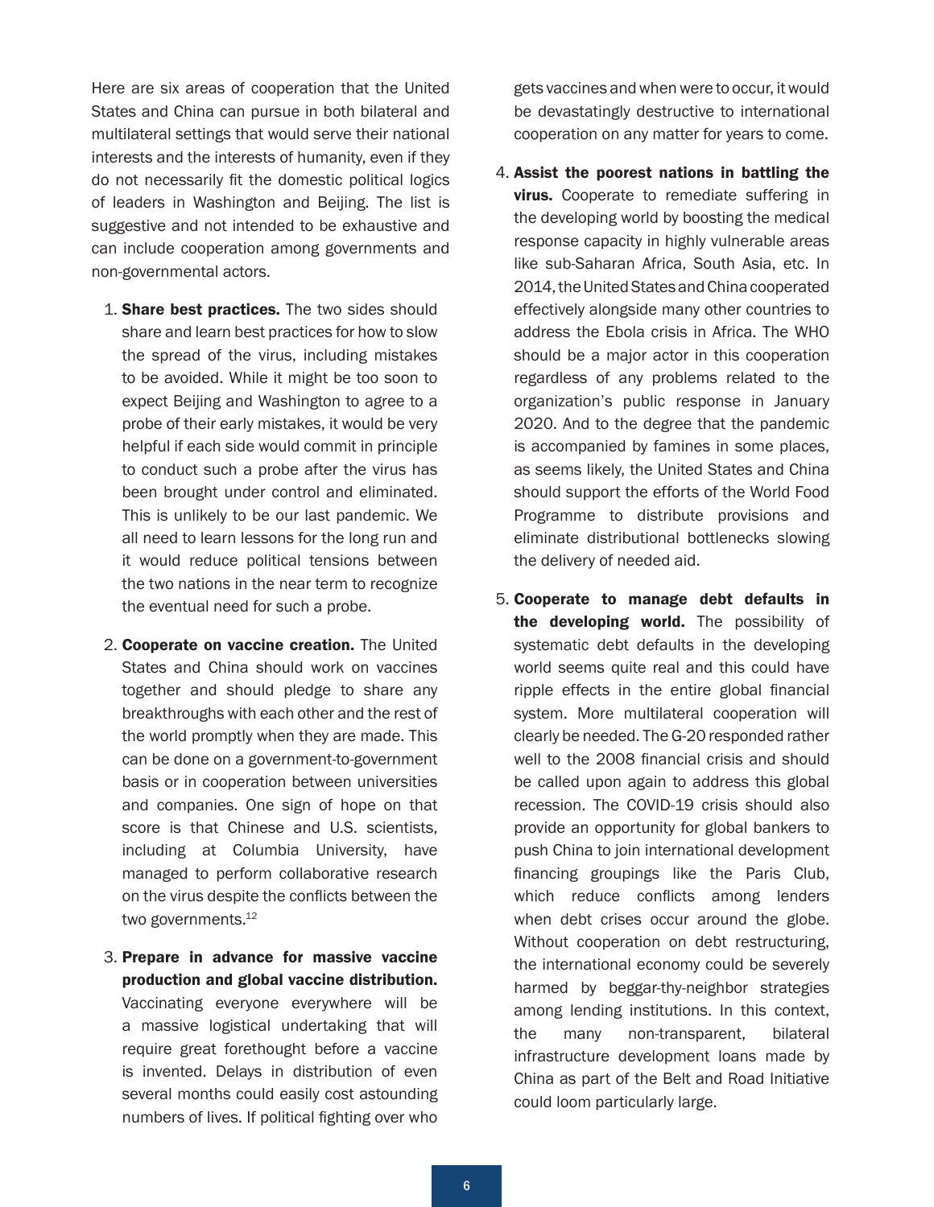Here are six areas of cooperation that the United States and China can pursue in both bilateral and multilateral settings that would serve their national interests and the interests of humanity, even if they do not necessarily fit the domestic political logics of leaders in Washington and Beijing. The list is suggestive and not intended to be exhaustive and can include cooperation among governments and non-governmental actors.

1. **Share best practices.** The two sides should share and learn best practices for how to slow the spread of the virus, including mistakes to be avoided. While it might be too soon to expect Beijing and Washington to agree to a probe of their early mistakes, it would be very helpful if each side would commit in principle to conduct such a probe after the virus has been brought under control and eliminated. This is unlikely to be our last pandemic. We all need to learn lessons for the long run and it would reduce political tensions between the two nations in the near term to recognize the eventual need for such a probe.

2. **Cooperate on vaccine creation.** The United States and China should work on vaccines together and should pledge to share any breakthroughs with each other and the rest of the world promptly when they are made. This can be done on a government-to-government basis or in cooperation between universities and companies. One sign of hope on that score is that Chinese and U.S. scientists, including at Columbia University, have managed to perform collaborative research on the virus despite the conflicts between the two governments.[12]

3. **Prepare in advance for massive vaccine production and global vaccine distribution.** Vaccinating everyone everywhere will be a massive logistical undertaking that will require great forethought before a vaccine is invented. Delays in distribution of even several months could easily cost astounding numbers of lives. If political fighting over who gets vaccines and when were to occur, it would be devastatingly destructive to international cooperation on any matter for years to come.

4. **Assist the poorest nations in battling the virus.** Cooperate to remediate suffering in the developing world by boosting the medical response capacity in highly vulnerable areas like sub-Saharan Africa, South Asia, etc. In 2014, the United States and China cooperated effectively alongside many other countries to address the Ebola crisis in Africa. The WHO should be a major actor in this cooperation regardless of any problems related to the organization's public response in January 2020. And to the degree that the pandemic is accompanied by famines in some places, as seems likely, the United States and China should support the efforts of the World Food Programme to distribute provisions and eliminate distributional bottlenecks slowing the delivery of needed aid.

5. **Cooperate to manage debt defaults in the developing world.** The possibility of systematic debt defaults in the developing world seems quite real and this could have ripple effects in the entire global financial system. More multilateral cooperation will clearly be needed. The G-20 responded rather well to the 2008 financial crisis and should be called upon again to address this global recession. The COVID-19 crisis should also provide an opportunity for global bankers to push China to join international development financing groupings like the Paris Club, which reduce conflicts among lenders when debt crises occur around the globe. Without cooperation on debt restructuring, the international economy could be severely harmed by beggar-thy-neighbor strategies among lending institutions. In this context, the many non-transparent, bilateral infrastructure development loans made by China as part of the Belt and Road Initiative could loom particularly large.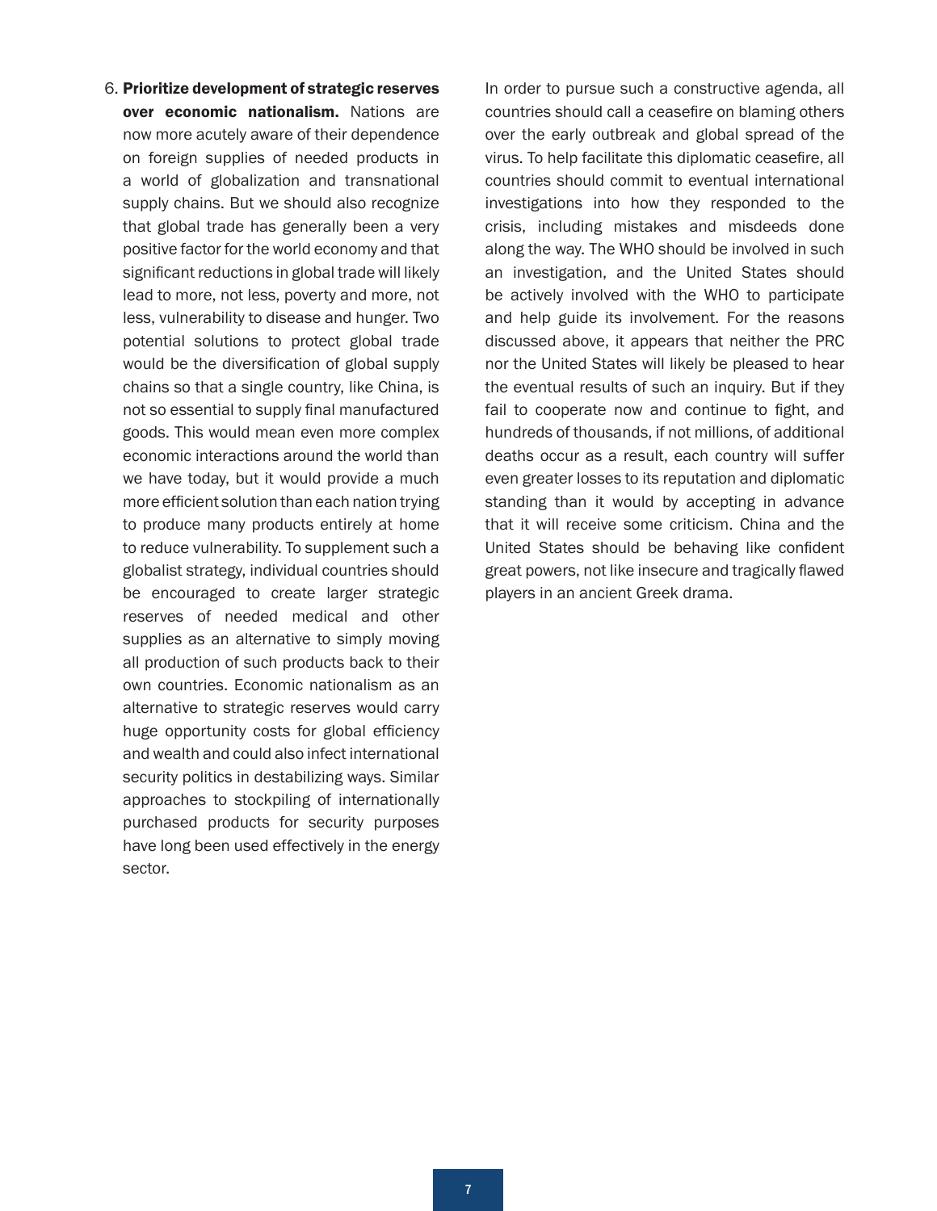6. **Prioritize development of strategic reserves over economic nationalism.** Nations are now more acutely aware of their dependence on foreign supplies of needed products in a world of globalization and transnational supply chains. But we should also recognize that global trade has generally been a very positive factor for the world economy and that significant reductions in global trade will likely lead to more, not less, poverty and more, not less, vulnerability to disease and hunger. Two potential solutions to protect global trade would be the diversification of global supply chains so that a single country, like China, is not so essential to supply final manufactured goods. This would mean even more complex economic interactions around the world than we have today, but it would provide a much more efficient solution than each nation trying to produce many products entirely at home to reduce vulnerability. To supplement such a globalist strategy, individual countries should be encouraged to create larger strategic reserves of needed medical and other supplies as an alternative to simply moving all production of such products back to their own countries. Economic nationalism as an alternative to strategic reserves would carry huge opportunity costs for global efficiency and wealth and could also infect international security politics in destabilizing ways. Similar approaches to stockpiling of internationally purchased products for security purposes have long been used effectively in the energy sector.

In order to pursue such a constructive agenda, all countries should call a ceasefire on blaming others over the early outbreak and global spread of the virus. To help facilitate this diplomatic ceasefire, all countries should commit to eventual international investigations into how they responded to the crisis, including mistakes and misdeeds done along the way. The WHO should be involved in such an investigation, and the United States should be actively involved with the WHO to participate and help guide its involvement. For the reasons discussed above, it appears that neither the PRC nor the United States will likely be pleased to hear the eventual results of such an inquiry. But if they fail to cooperate now and continue to fight, and hundreds of thousands, if not millions, of additional deaths occur as a result, each country will suffer even greater losses to its reputation and diplomatic standing than it would by accepting in advance that it will receive some criticism. China and the United States should be behaving like confident great powers, not like insecure and tragically flawed players in an ancient Greek drama.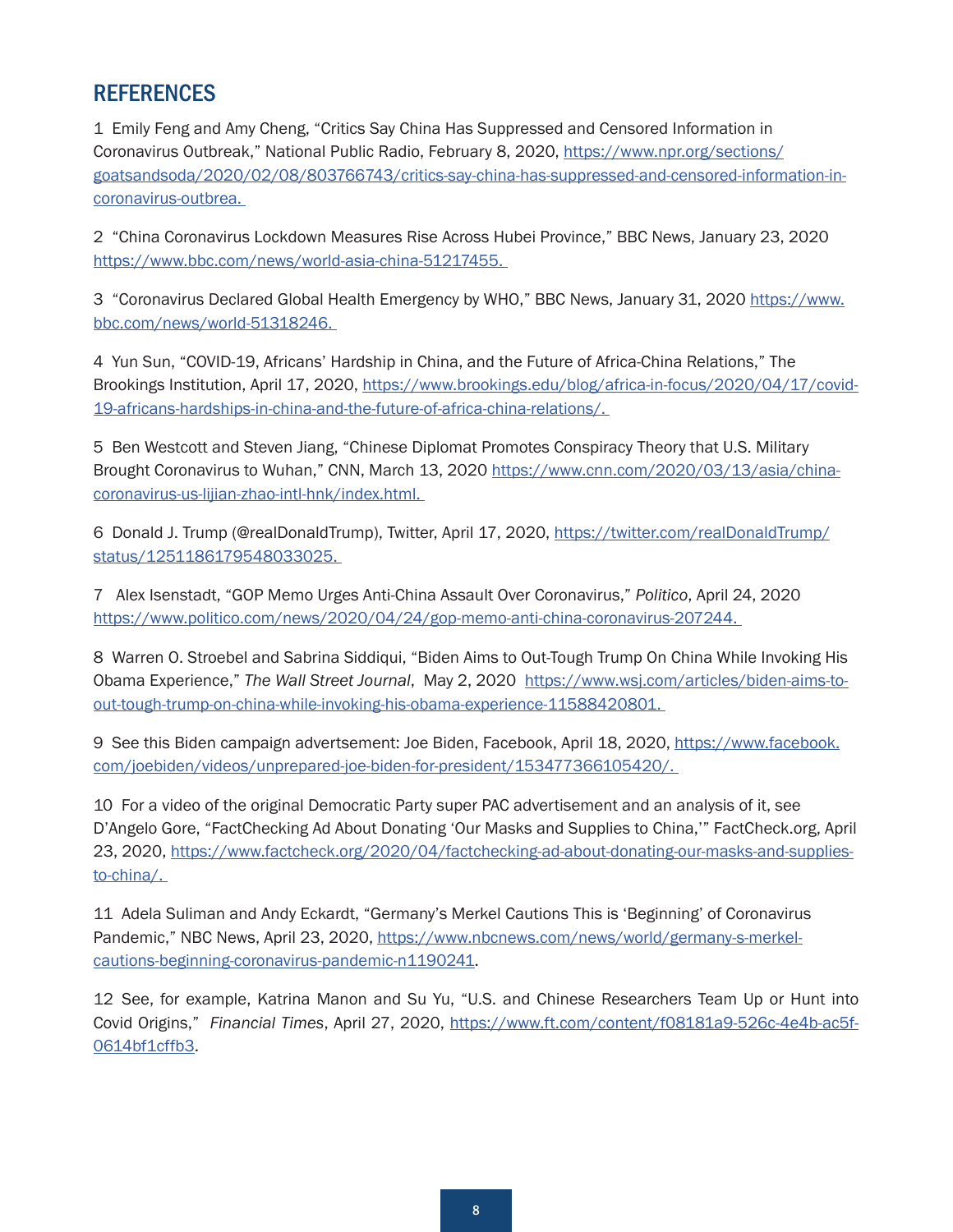## REFERENCES

1 Emily Feng and Amy Cheng, “Critics Say China Has Suppressed and Censored Information in Coronavirus Outbreak,” National Public Radio, February 8, 2020, https://www.npr.org/sections/goatsandsoda/2020/02/08/803766743/critics-say-china-has-suppressed-and-censored-information-in-coronavirus-outbrea.

2 “China Coronavirus Lockdown Measures Rise Across Hubei Province,” BBC News, January 23, 2020 https://www.bbc.com/news/world-asia-china-51217455.

3 “Coronavirus Declared Global Health Emergency by WHO,” BBC News, January 31, 2020 https://www.bbc.com/news/world-51318246.

4 Yun Sun, “COVID-19, Africans’ Hardship in China, and the Future of Africa-China Relations,” The Brookings Institution, April 17, 2020, https://www.brookings.edu/blog/africa-in-focus/2020/04/17/covid-19-africans-hardships-in-china-and-the-future-of-africa-china-relations/.

5 Ben Westcott and Steven Jiang, “Chinese Diplomat Promotes Conspiracy Theory that U.S. Military Brought Coronavirus to Wuhan,” CNN, March 13, 2020 https://www.cnn.com/2020/03/13/asia/china-coronavirus-us-lijian-zhao-intl-hnk/index.html.

6 Donald J. Trump (@realDonaldTrump), Twitter, April 17, 2020, https://twitter.com/realDonaldTrump/status/1251186179548033025.

7 Alex Isenstadt, “GOP Memo Urges Anti-China Assault Over Coronavirus,” *Politico*, April 24, 2020 https://www.politico.com/news/2020/04/24/gop-memo-anti-china-coronavirus-207244.

8 Warren O. Stroebel and Sabrina Siddiqui, “Biden Aims to Out-Tough Trump On China While Invoking His Obama Experience,” *The Wall Street Journal*, May 2, 2020 https://www.wsj.com/articles/biden-aims-to-out-tough-trump-on-china-while-invoking-his-obama-experience-11588420801.

9 See this Biden campaign advertisement: Joe Biden, Facebook, April 18, 2020, https://www.facebook.com/joebiden/videos/unprepared-joe-biden-for-president/153477366105420/.

10 For a video of the original Democratic Party super PAC advertisement and an analysis of it, see D’Angelo Gore, “FactChecking Ad About Donating ‘Our Masks and Supplies to China,’” FactCheck.org, April 23, 2020, https://www.factcheck.org/2020/04/factchecking-ad-about-donating-our-masks-and-supplies-to-china/.

11 Adela Suliman and Andy Eckardt, “Germany’s Merkel Cautions This is ‘Beginning’ of Coronavirus Pandemic,” NBC News, April 23, 2020, https://www.nbcnews.com/news/world/germany-s-merkel-cautions-beginning-coronavirus-pandemic-n1190241.

12 See, for example, Katrina Manon and Su Yu, “U.S. and Chinese Researchers Team Up or Hunt into Covid Origins,” *Financial Times*, April 27, 2020, https://www.ft.com/content/f08181a9-526c-4e4b-ac5f-0614bf1cffb3.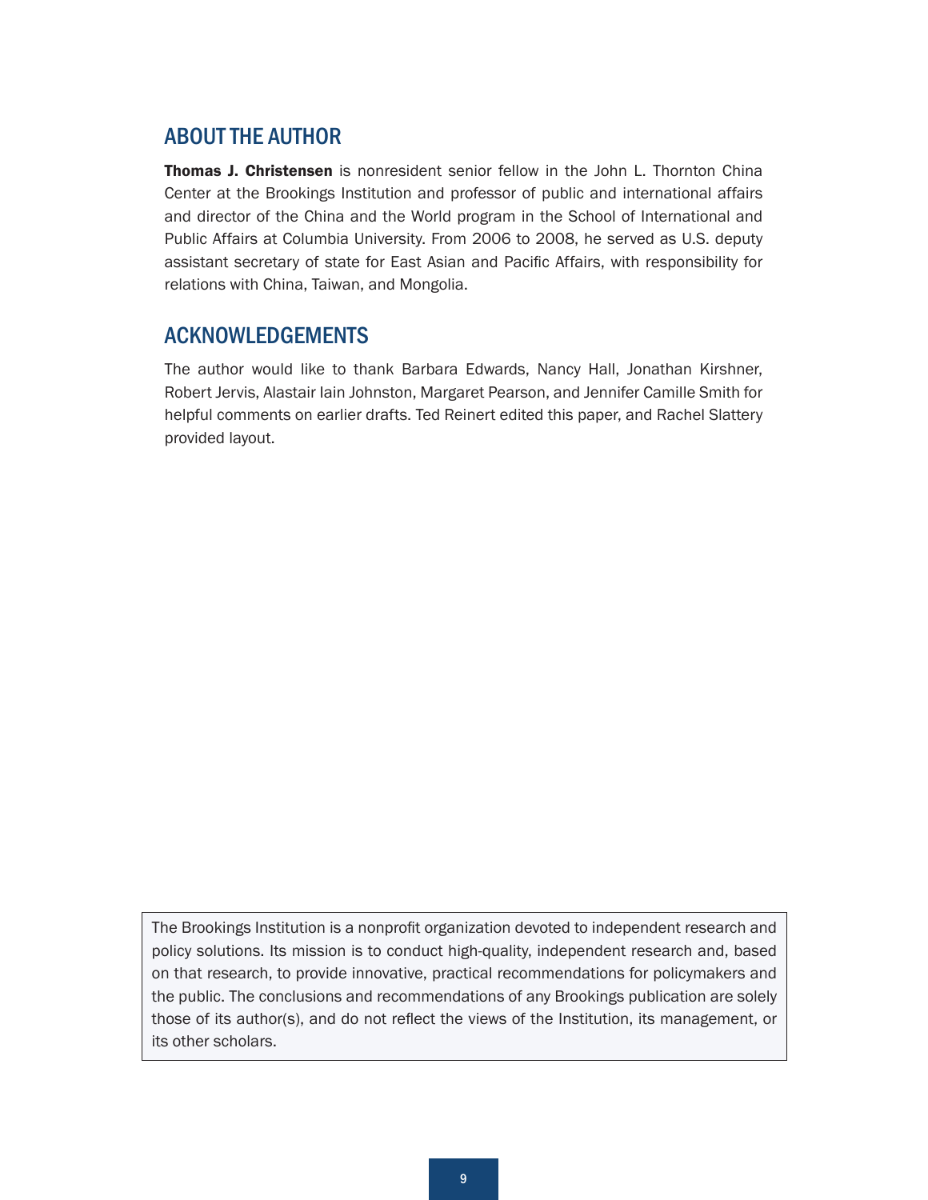## ABOUT THE AUTHOR

**Thomas J. Christensen** is nonresident senior fellow in the John L. Thornton China Center at the Brookings Institution and professor of public and international affairs and director of the China and the World program in the School of International and Public Affairs at Columbia University. From 2006 to 2008, he served as U.S. deputy assistant secretary of state for East Asian and Pacific Affairs, with responsibility for relations with China, Taiwan, and Mongolia.

## ACKNOWLEDGEMENTS

The author would like to thank Barbara Edwards, Nancy Hall, Jonathan Kirshner, Robert Jervis, Alastair Iain Johnston, Margaret Pearson, and Jennifer Camille Smith for helpful comments on earlier drafts. Ted Reinert edited this paper, and Rachel Slattery provided layout.

The Brookings Institution is a nonprofit organization devoted to independent research and policy solutions. Its mission is to conduct high-quality, independent research and, based on that research, to provide innovative, practical recommendations for policymakers and the public. The conclusions and recommendations of any Brookings publication are solely those of its author(s), and do not reflect the views of the Institution, its management, or its other scholars.